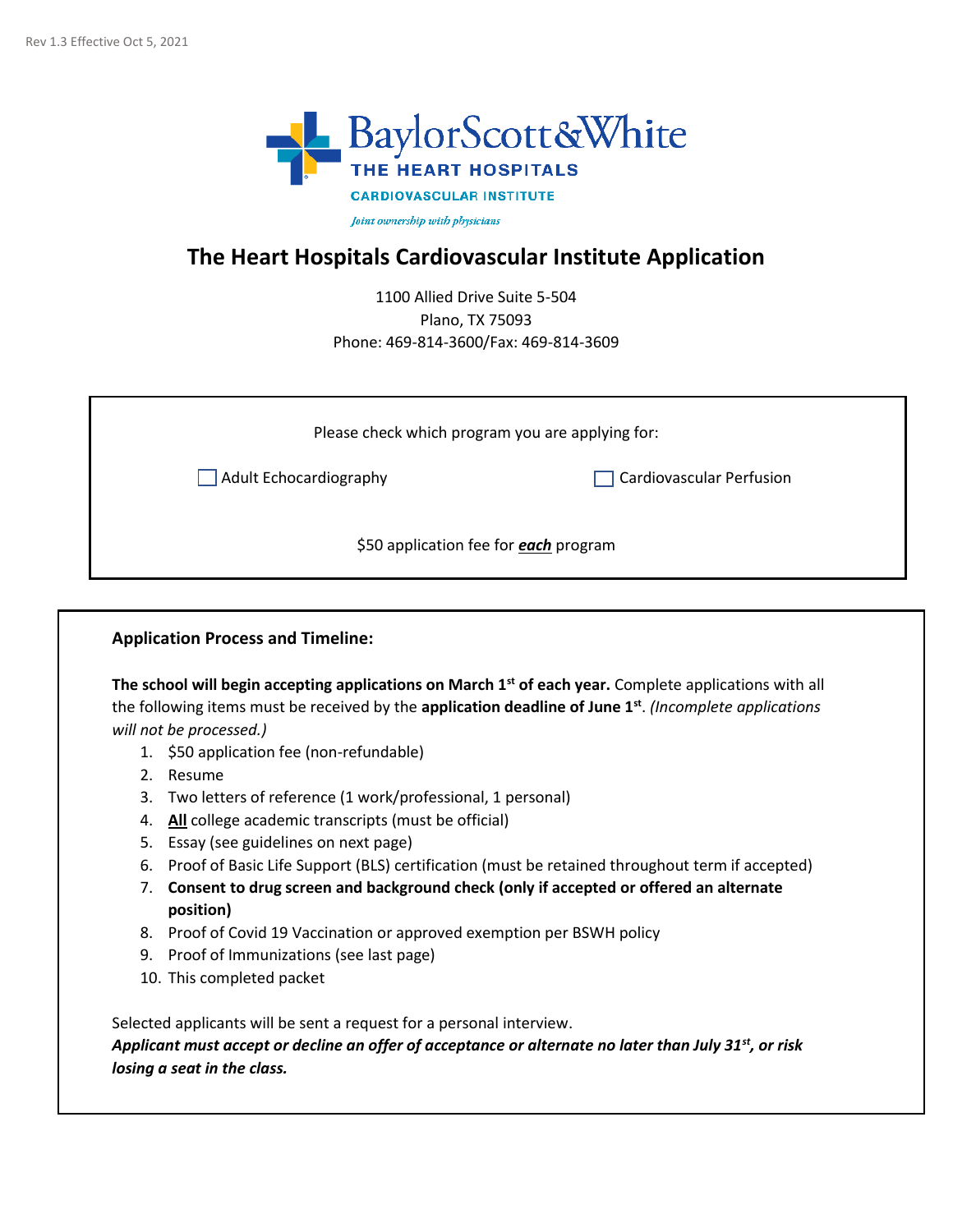Rev 1.3 Effective Oct 5, 2021

BaylorScott&White

THE HEART HOSPITALS

CARDIOVASCULAR INSTITUTE

*Joint ownership with physicians*

# The Heart Hospitals Cardiovascular Institute Application

1100 Allied Drive Suite 5-504
Plano, TX 75093
Phone: 469-814-3600/Fax: 469-814-3609

Please check which program you are applying for:

☐ Adult Echocardiography ☐ Cardiovascular Perfusion

$50 application fee for ***each*** program

**Application Process and Timeline:**

**The school will begin accepting applications on March 1st of each year.** Complete applications with all the following items must be received by the **application deadline of June 1st**. *(Incomplete applications will not be processed.)*

1. $50 application fee (non-refundable)
2. Resume
3. Two letters of reference (1 work/professional, 1 personal)
4. **All** college academic transcripts (must be official)
5. Essay (see guidelines on next page)
6. Proof of Basic Life Support (BLS) certification (must be retained throughout term if accepted)
7. **Consent to drug screen and background check (only if accepted or offered an alternate position)**
8. Proof of Covid 19 Vaccination or approved exemption per BSWH policy
9. Proof of Immunizations (see last page)
10. This completed packet

Selected applicants will be sent a request for a personal interview.

***Applicant must accept or decline an offer of acceptance or alternate no later than July 31st, or risk losing a seat in the class.***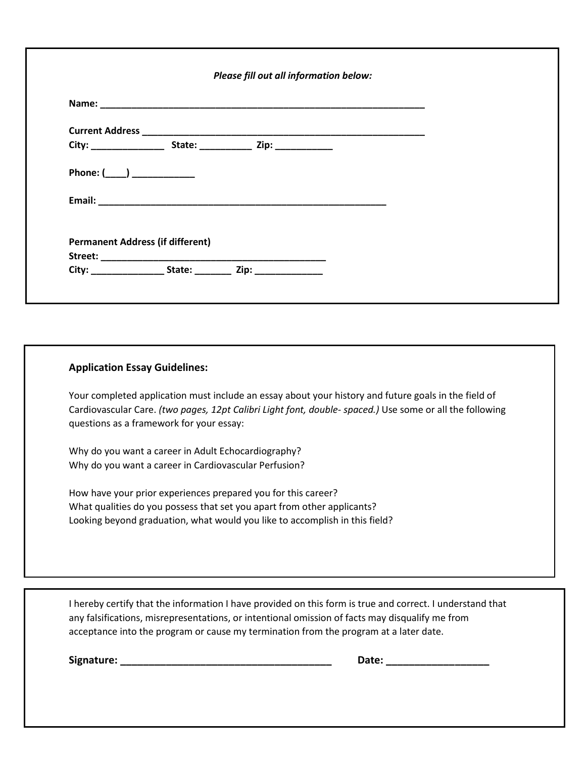*Please fill out all information below:*

**Name:** ____________________________________________________________

**Current Address** ____________________________________________________
**City:** ______________ **State:** __________ **Zip:** ___________

**Phone:** (____) ____________

**Email:** ______________________________________________________

**Permanent Address (if different)**
**Street:** __________________________________________
**City:** ______________ **State:** _______ **Zip:** _____________

**Application Essay Guidelines:**

Your completed application must include an essay about your history and future goals in the field of Cardiovascular Care. *(two pages, 12pt Calibri Light font, double- spaced.)* Use some or all the following questions as a framework for your essay:

Why do you want a career in Adult Echocardiography?
Why do you want a career in Cardiovascular Perfusion?

How have your prior experiences prepared you for this career?
What qualities do you possess that set you apart from other applicants?
Looking beyond graduation, what would you like to accomplish in this field?

I hereby certify that the information I have provided on this form is true and correct. I understand that any falsifications, misrepresentations, or intentional omission of facts may disqualify me from acceptance into the program or cause my termination from the program at a later date.

**Signature:** ______________________________________ **Date:** __________________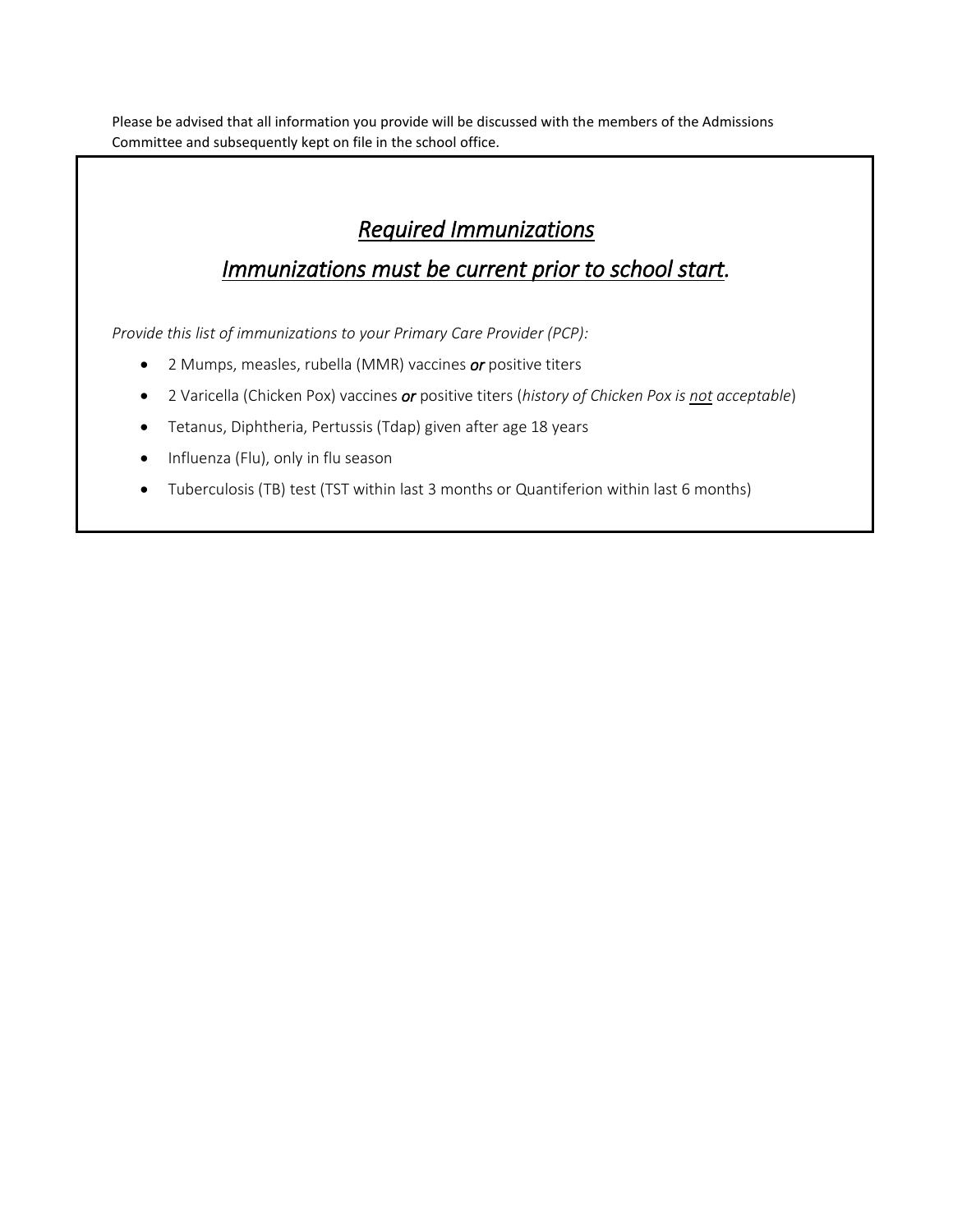Please be advised that all information you provide will be discussed with the members of the Admissions Committee and subsequently kept on file in the school office.

## *Required Immunizations*

## *Immunizations must be current prior to school start.*

*Provide this list of immunizations to your Primary Care Provider (PCP):*

- 2 Mumps, measles, rubella (MMR) vaccines ***or*** positive titers
- 2 Varicella (Chicken Pox) vaccines ***or*** positive titers (*history of Chicken Pox is not acceptable*)
- Tetanus, Diphtheria, Pertussis (Tdap) given after age 18 years
- Influenza (Flu), only in flu season
- Tuberculosis (TB) test (TST within last 3 months or Quantiferion within last 6 months)